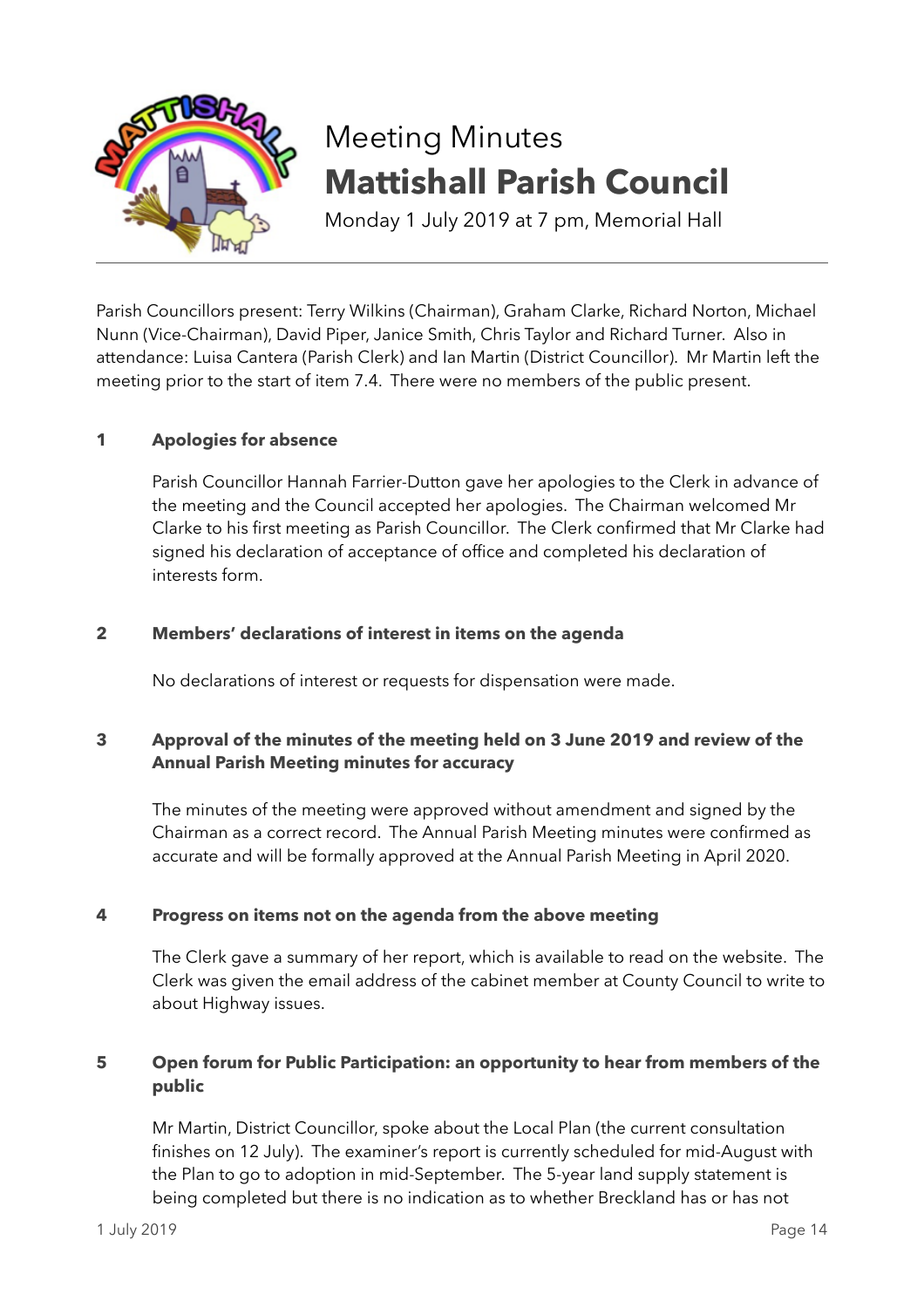# Meeting Minutes

# Mattishall Parish Council

Monday 1 July 2019 at 7 pm, Memorial Hall

---

Parish Councillors present: Terry Wilkins (Chairman), Graham Clarke, Richard Norton, Michael Nunn (Vice-Chairman), David Piper, Janice Smith, Chris Taylor and Richard Turner. Also in attendance: Luisa Cantera (Parish Clerk) and Ian Martin (District Councillor). Mr Martin left the meeting prior to the start of item 7.4. There were no members of the public present.

**1 Apologies for absence**

Parish Councillor Hannah Farrier-Dutton gave her apologies to the Clerk in advance of the meeting and the Council accepted her apologies. The Chairman welcomed Mr Clarke to his first meeting as Parish Councillor. The Clerk confirmed that Mr Clarke had signed his declaration of acceptance of office and completed his declaration of interests form.

**2 Members' declarations of interest in items on the agenda**

No declarations of interest or requests for dispensation were made.

**3 Approval of the minutes of the meeting held on 3 June 2019 and review of the Annual Parish Meeting minutes for accuracy**

The minutes of the meeting were approved without amendment and signed by the Chairman as a correct record. The Annual Parish Meeting minutes were confirmed as accurate and will be formally approved at the Annual Parish Meeting in April 2020.

**4 Progress on items not on the agenda from the above meeting**

The Clerk gave a summary of her report, which is available to read on the website. The Clerk was given the email address of the cabinet member at County Council to write to about Highway issues.

**5 Open forum for Public Participation: an opportunity to hear from members of the public**

Mr Martin, District Councillor, spoke about the Local Plan (the current consultation finishes on 12 July). The examiner's report is currently scheduled for mid-August with the Plan to go to adoption in mid-September. The 5-year land supply statement is being completed but there is no indication as to whether Breckland has or has not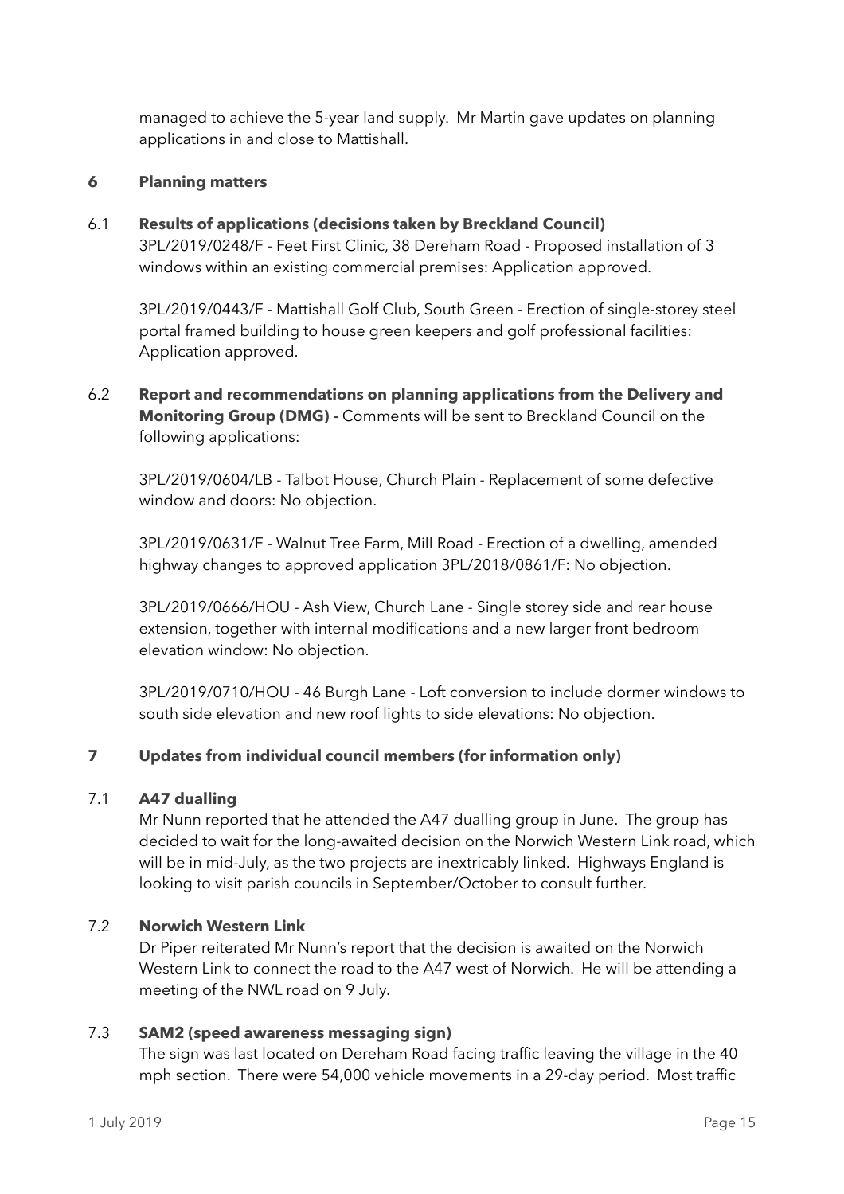managed to achieve the 5-year land supply. Mr Martin gave updates on planning applications in and close to Mattishall.

## 6 Planning matters

### 6.1 Results of applications (decisions taken by Breckland Council)

3PL/2019/0248/F - Feet First Clinic, 38 Dereham Road - Proposed installation of 3 windows within an existing commercial premises: Application approved.

3PL/2019/0443/F - Mattishall Golf Club, South Green - Erection of single-storey steel portal framed building to house green keepers and golf professional facilities: Application approved.

### 6.2 Report and recommendations on planning applications from the Delivery and Monitoring Group (DMG) - Comments will be sent to Breckland Council on the following applications:

3PL/2019/0604/LB - Talbot House, Church Plain - Replacement of some defective window and doors: No objection.

3PL/2019/0631/F - Walnut Tree Farm, Mill Road - Erection of a dwelling, amended highway changes to approved application 3PL/2018/0861/F: No objection.

3PL/2019/0666/HOU - Ash View, Church Lane - Single storey side and rear house extension, together with internal modifications and a new larger front bedroom elevation window: No objection.

3PL/2019/0710/HOU - 46 Burgh Lane - Loft conversion to include dormer windows to south side elevation and new roof lights to side elevations: No objection.

## 7 Updates from individual council members (for information only)

### 7.1 A47 dualling

Mr Nunn reported that he attended the A47 dualling group in June. The group has decided to wait for the long-awaited decision on the Norwich Western Link road, which will be in mid-July, as the two projects are inextricably linked. Highways England is looking to visit parish councils in September/October to consult further.

### 7.2 Norwich Western Link

Dr Piper reiterated Mr Nunn's report that the decision is awaited on the Norwich Western Link to connect the road to the A47 west of Norwich. He will be attending a meeting of the NWL road on 9 July.

### 7.3 SAM2 (speed awareness messaging sign)

The sign was last located on Dereham Road facing traffic leaving the village in the 40 mph section. There were 54,000 vehicle movements in a 29-day period. Most traffic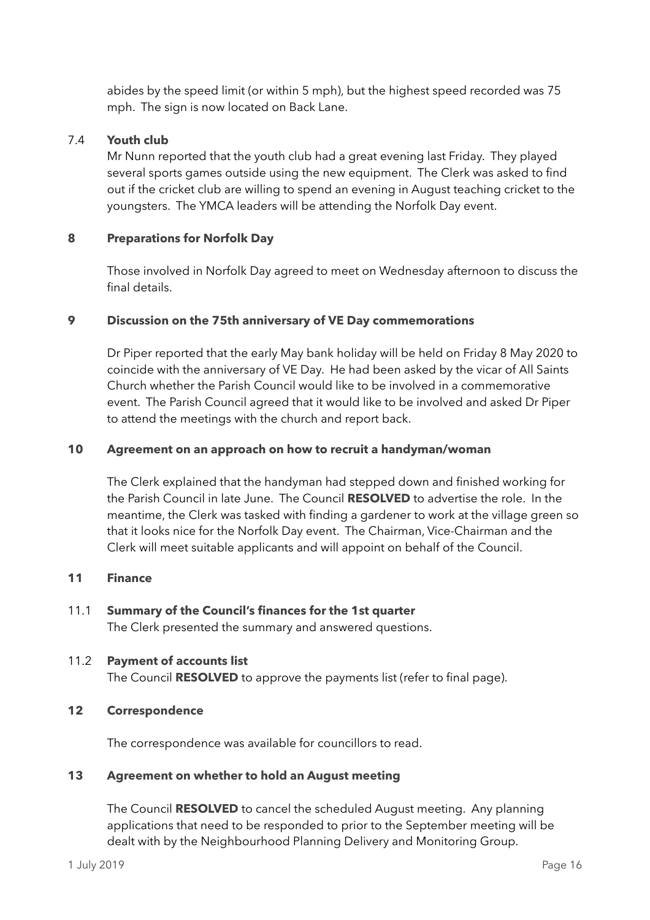abides by the speed limit (or within 5 mph), but the highest speed recorded was 75 mph. The sign is now located on Back Lane.

### 7.4 Youth club

Mr Nunn reported that the youth club had a great evening last Friday. They played several sports games outside using the new equipment. The Clerk was asked to find out if the cricket club are willing to spend an evening in August teaching cricket to the youngsters. The YMCA leaders will be attending the Norfolk Day event.

## 8 Preparations for Norfolk Day

Those involved in Norfolk Day agreed to meet on Wednesday afternoon to discuss the final details.

## 9 Discussion on the 75th anniversary of VE Day commemorations

Dr Piper reported that the early May bank holiday will be held on Friday 8 May 2020 to coincide with the anniversary of VE Day. He had been asked by the vicar of All Saints Church whether the Parish Council would like to be involved in a commemorative event. The Parish Council agreed that it would like to be involved and asked Dr Piper to attend the meetings with the church and report back.

## 10 Agreement on an approach on how to recruit a handyman/woman

The Clerk explained that the handyman had stepped down and finished working for the Parish Council in late June. The Council **RESOLVED** to advertise the role. In the meantime, the Clerk was tasked with finding a gardener to work at the village green so that it looks nice for the Norfolk Day event. The Chairman, Vice-Chairman and the Clerk will meet suitable applicants and will appoint on behalf of the Council.

## 11 Finance

### 11.1 Summary of the Council's finances for the 1st quarter

The Clerk presented the summary and answered questions.

### 11.2 Payment of accounts list

The Council **RESOLVED** to approve the payments list (refer to final page).

## 12 Correspondence

The correspondence was available for councillors to read.

## 13 Agreement on whether to hold an August meeting

The Council **RESOLVED** to cancel the scheduled August meeting. Any planning applications that need to be responded to prior to the September meeting will be dealt with by the Neighbourhood Planning Delivery and Monitoring Group.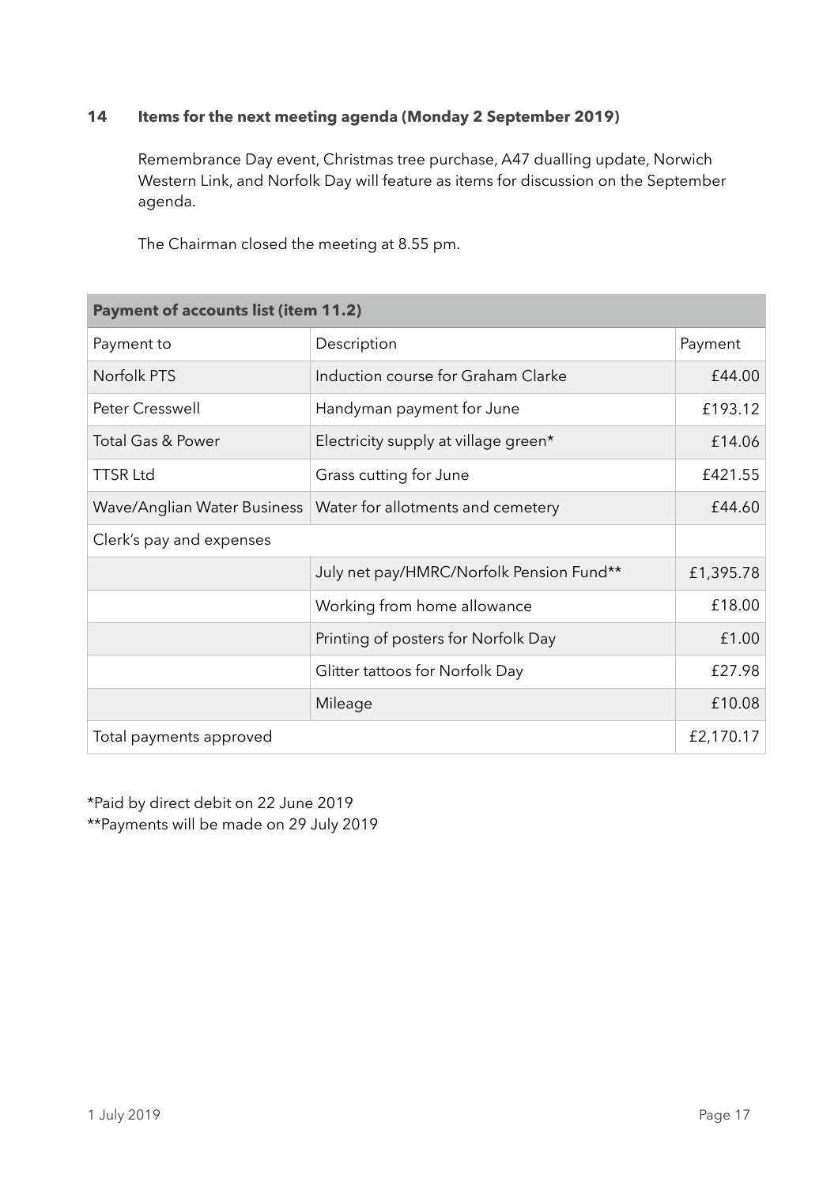## 14 Items for the next meeting agenda (Monday 2 September 2019)

Remembrance Day event, Christmas tree purchase, A47 dualling update, Norwich Western Link, and Norfolk Day will feature as items for discussion on the September agenda.

The Chairman closed the meeting at 8.55 pm.

| **Payment of accounts list (item 11.2)** | | |
|---|---|---|
| Payment to | Description | Payment |
| Norfolk PTS | Induction course for Graham Clarke | £44.00 |
| Peter Cresswell | Handyman payment for June | £193.12 |
| Total Gas & Power | Electricity supply at village green* | £14.06 |
| TTSR Ltd | Grass cutting for June | £421.55 |
| Wave/Anglian Water Business | Water for allotments and cemetery | £44.60 |
| Clerk's pay and expenses | | |
| | July net pay/HMRC/Norfolk Pension Fund** | £1,395.78 |
| | Working from home allowance | £18.00 |
| | Printing of posters for Norfolk Day | £1.00 |
| | Glitter tattoos for Norfolk Day | £27.98 |
| | Mileage | £10.08 |
| Total payments approved | | £2,170.17 |

*Paid by direct debit on 22 June 2019
**Payments will be made on 29 July 2019